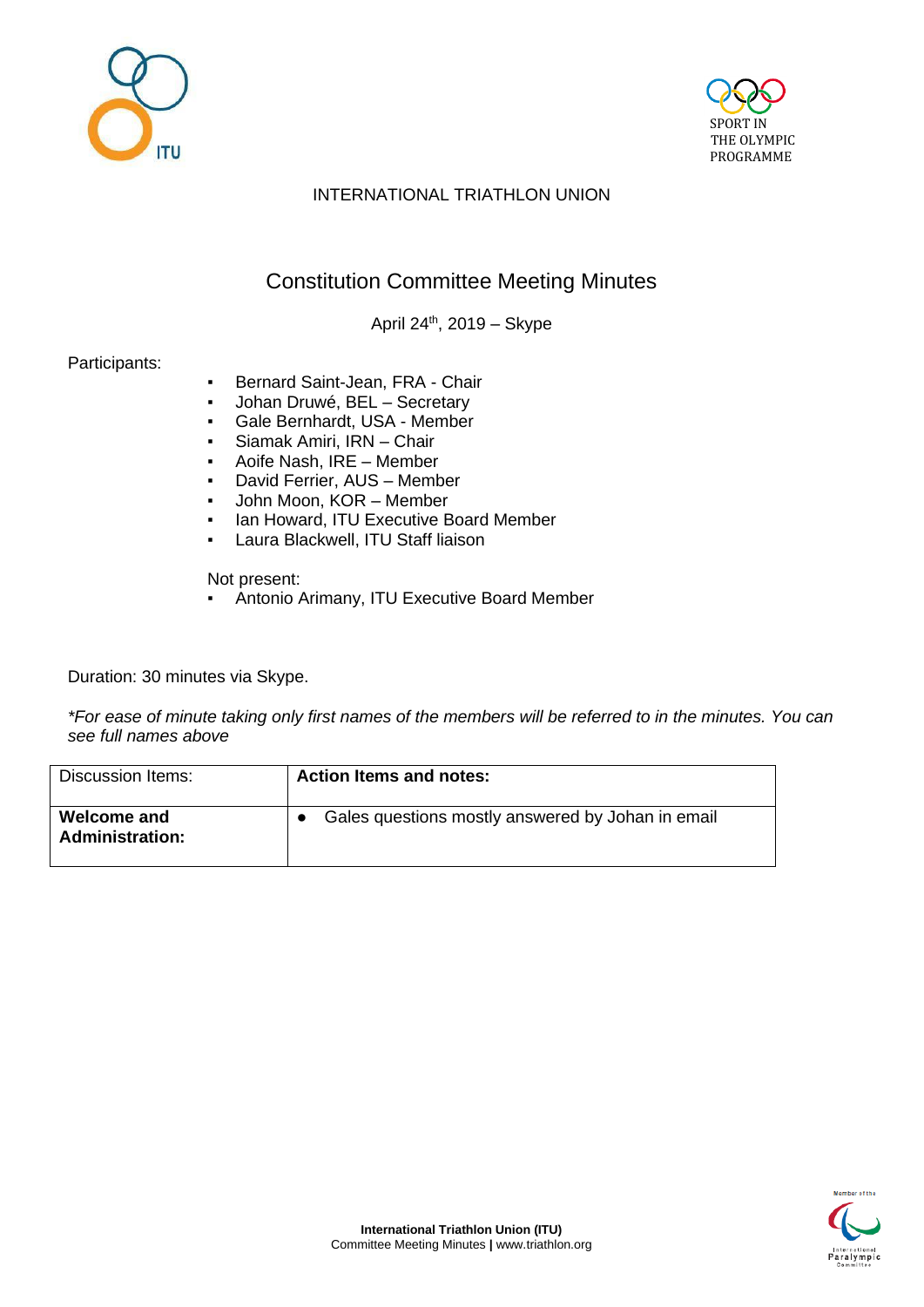INTERNATIONAL TRIATHLON UNION

# Constitution Committee Meeting Minutes

April 24th, 2019 – Skype

Participants:

- Bernard Saint-Jean, FRA - Chair
- Johan Druwé, BEL – Secretary
- Gale Bernhardt, USA - Member
- Siamak Amiri, IRN – Chair
- Aoife Nash, IRE – Member
- David Ferrier, AUS – Member
- John Moon, KOR – Member
- Ian Howard, ITU Executive Board Member
- Laura Blackwell, ITU Staff liaison

Not present:

- Antonio Arimany, ITU Executive Board Member

Duration: 30 minutes via Skype.

*\*For ease of minute taking only first names of the members will be referred to in the minutes. You can see full names above*

| Discussion Items: | **Action Items and notes:** |
| --- | --- |
| **Welcome and Administration:** | • Gales questions mostly answered by Johan in email |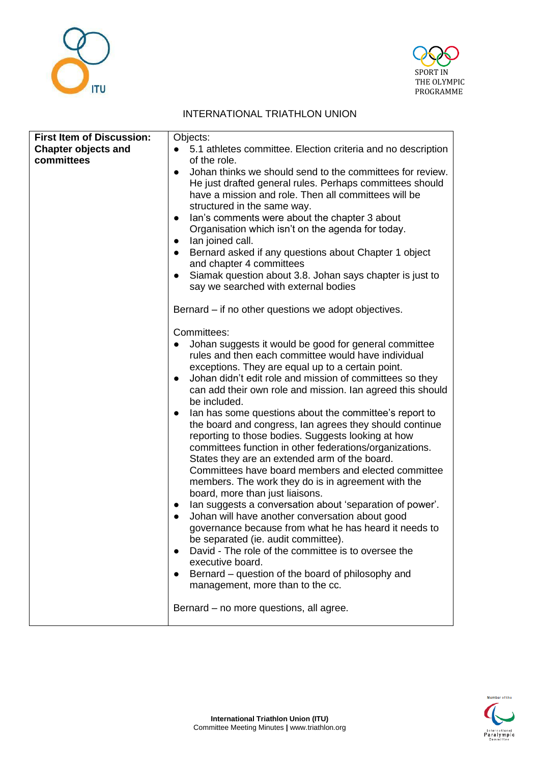INTERNATIONAL TRIATHLON UNION

| **First Item of Discussion: Chapter objects and committees** | Objects:<br>● 5.1 athletes committee. Election criteria and no description of the role.<br>● Johan thinks we should send to the committees for review. He just drafted general rules. Perhaps committees should have a mission and role. Then all committees will be structured in the same way.<br>● Ian's comments were about the chapter 3 about Organisation which isn't on the agenda for today.<br>● Ian joined call.<br>● Bernard asked if any questions about Chapter 1 object and chapter 4 committees<br>● Siamak question about 3.8. Johan says chapter is just to say we searched with external bodies<br><br>Bernard – if no other questions we adopt objectives.<br><br>Committees:<br>● Johan suggests it would be good for general committee rules and then each committee would have individual exceptions. They are equal up to a certain point.<br>● Johan didn't edit role and mission of committees so they can add their own role and mission. Ian agreed this should be included.<br>● Ian has some questions about the committee's report to the board and congress, Ian agrees they should continue reporting to those bodies. Suggests looking at how committees function in other federations/organizations. States they are an extended arm of the board. Committees have board members and elected committee members. The work they do is in agreement with the board, more than just liaisons.<br>● Ian suggests a conversation about 'separation of power'.<br>● Johan will have another conversation about good governance because from what he has heard it needs to be separated (ie. audit committee).<br>● David - The role of the committee is to oversee the executive board.<br>● Bernard – question of the board of philosophy and management, more than to the cc.<br><br>Bernard – no more questions, all agree. |
|---|---|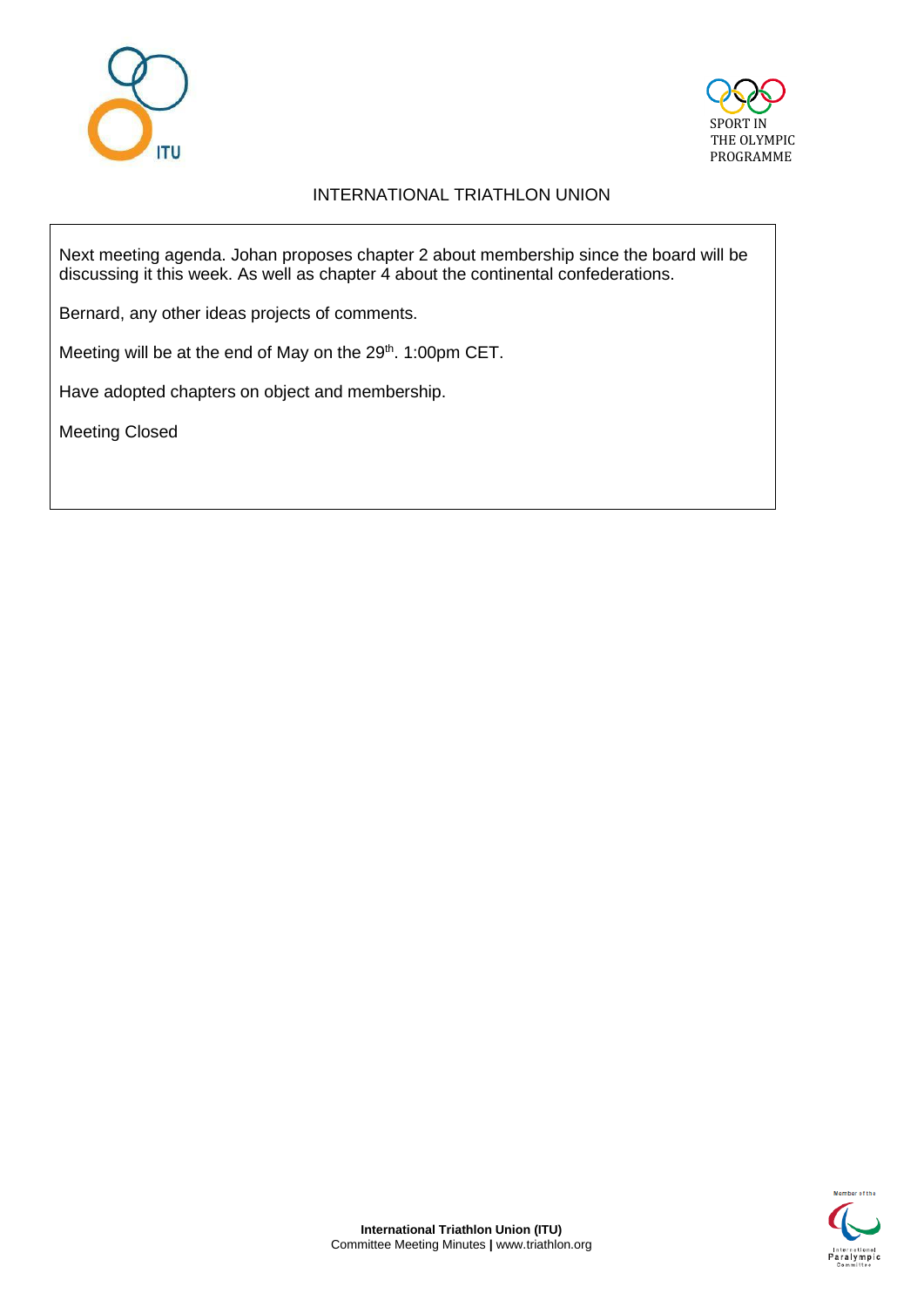Next meeting agenda. Johan proposes chapter 2 about membership since the board will be discussing it this week. As well as chapter 4 about the continental confederations.

Bernard, any other ideas projects of comments.

Meeting will be at the end of May on the 29th. 1:00pm CET.

Have adopted chapters on object and membership.

Meeting Closed